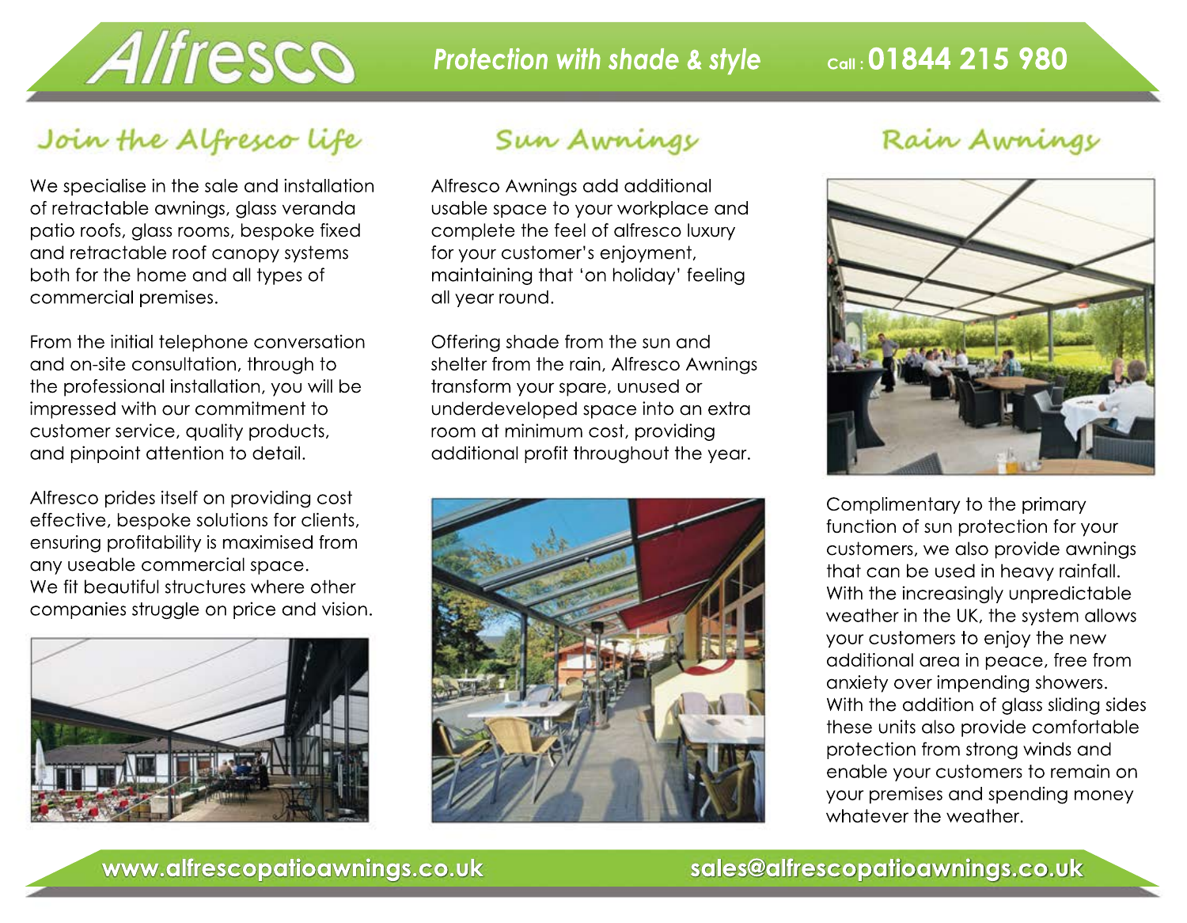# Alfresco

*Protection with shade & style*

Call : **01844 215 980**

## Join the Alfresco life

We specialise in the sale and installation of retractable awnings, glass veranda patio roofs, glass rooms, bespoke fixed and retractable roof canopy systems both for the home and all types of commercial premises.

From the initial telephone conversation and on-site consultation, through to the professional installation, you will be impressed with our commitment to customer service, quality products, and pinpoint attention to detail.

Alfresco prides itself on providing cost effective, bespoke solutions for clients, ensuring profitability is maximised from any useable commercial space. We fit beautiful structures where other companies struggle on price and vision.

## Sun Awnings

Alfresco Awnings add additional usable space to your workplace and complete the feel of alfresco luxury for your customer's enjoyment, maintaining that 'on holiday' feeling all year round.

Offering shade from the sun and shelter from the rain, Alfresco Awnings transform your spare, unused or underdeveloped space into an extra room at minimum cost, providing additional profit throughout the year.

## Rain Awnings

Complimentary to the primary function of sun protection for your customers, we also provide awnings that can be used in heavy rainfall. With the increasingly unpredictable weather in the UK, the system allows your customers to enjoy the new additional area in peace, free from anxiety over impending showers. With the addition of glass sliding sides these units also provide comfortable protection from strong winds and enable your customers to remain on your premises and spending money whatever the weather.

www.alfrescopatioawnings.co.uk

sales@alfrescopatioawnings.co.uk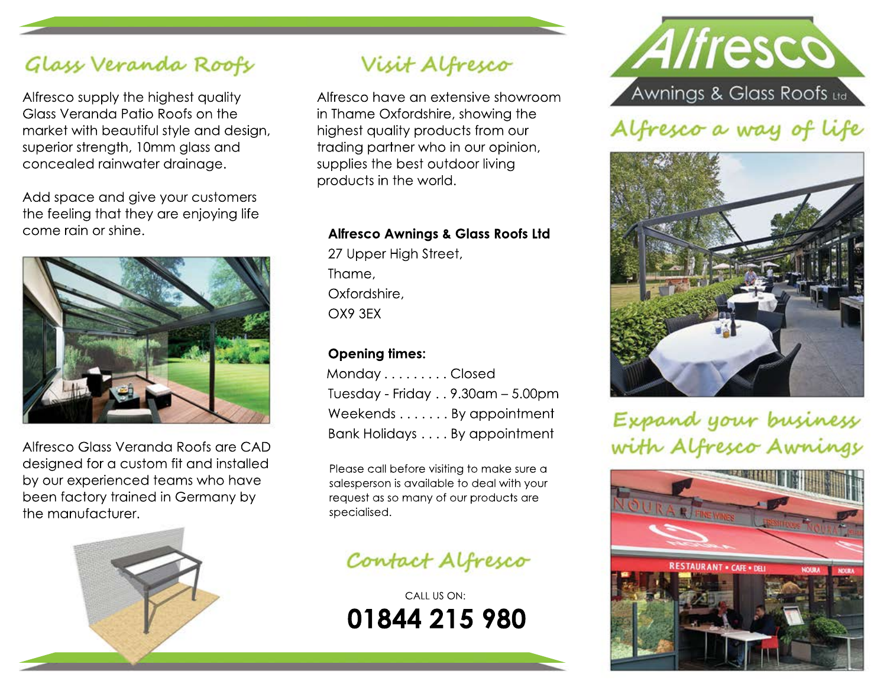## Glass Veranda Roofs

Alfresco supply the highest quality Glass Veranda Patio Roofs on the market with beautiful style and design, superior strength, 10mm glass and concealed rainwater drainage.

Add space and give your customers the feeling that they are enjoying life come rain or shine.

Alfresco Glass Veranda Roofs are CAD designed for a custom fit and installed by our experienced teams who have been factory trained in Germany by the manufacturer.

## Visit Alfresco

Alfresco have an extensive showroom in Thame Oxfordshire, showing the highest quality products from our trading partner who in our opinion, supplies the best outdoor living products in the world.

**Alfresco Awnings & Glass Roofs Ltd**
27 Upper High Street,
Thame,
Oxfordshire,
OX9 3EX

**Opening times:**

Monday . . . . . . . . . Closed
Tuesday - Friday . . 9.30am – 5.00pm
Weekends . . . . . . . By appointment
Bank Holidays . . . . By appointment

Please call before visiting to make sure a salesperson is available to deal with your request as so many of our products are specialised.

## Contact Alfresco

CALL US ON:

**01844 215 980**

# Alfresco

Awnings & Glass Roofs Ltd

## Alfresco a way of life

## Expand your business with Alfresco Awnings